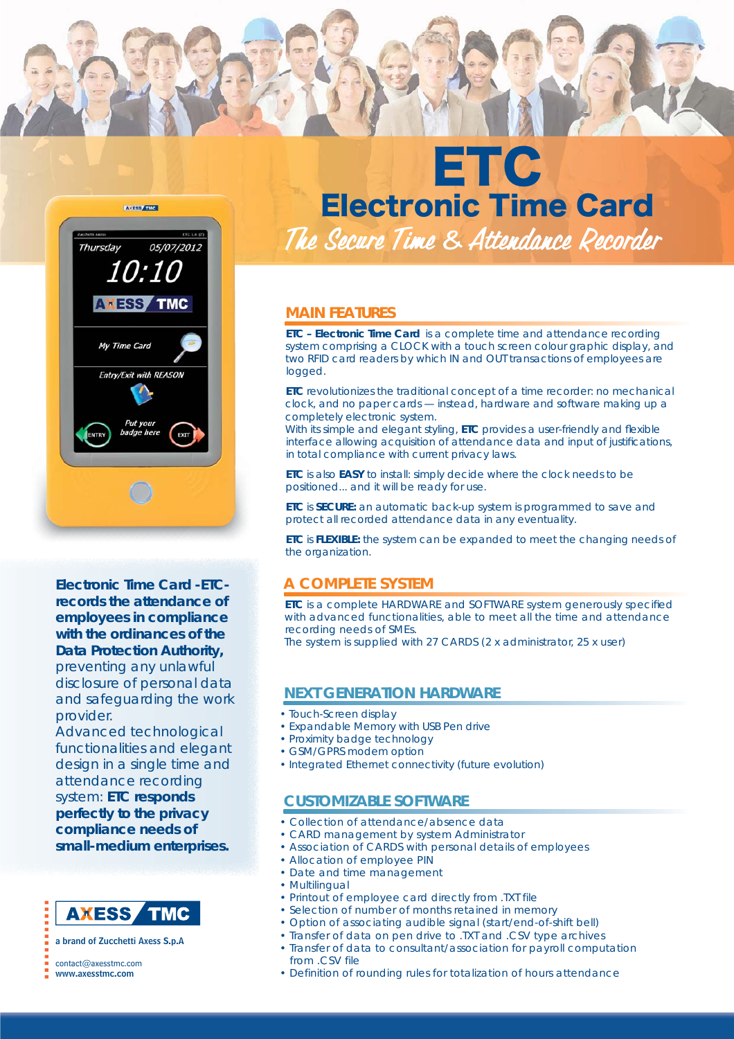# ETC

## Electronic Time Card

*The Secure Time & Attendance Recorder*

**Electronic Time Card -ETC- records the attendance of employees in compliance with the ordinances of the Data Protection Authority,** preventing any unlawful disclosure of personal data and safeguarding the work provider.
Advanced technological functionalities and elegant design in a single time and attendance recording system: **ETC responds perfectly to the privacy compliance needs of small-medium enterprises.**

AXESS TMC

a brand of Zucchetti Axess S.p.A

contact@axesstmc.com
www.axesstmc.com

### MAIN FEATURES

**ETC – Electronic Time Card** is a complete time and attendance recording system comprising a CLOCK with a touch screen colour graphic display, and two RFID card readers by which IN and OUT transactions of employees are logged.

**ETC** revolutionizes the traditional concept of a time recorder: no mechanical clock, and no paper cards — instead, hardware and software making up a completely electronic system.
With its simple and elegant styling, **ETC** provides a user-friendly and flexible interface allowing acquisition of attendance data and input of justifications, in total compliance with current privacy laws.

**ETC** is also **EASY** to install: simply decide where the clock needs to be positioned... and it will be ready for use.

**ETC** is **SECURE:** an automatic back-up system is programmed to save and protect all recorded attendance data in any eventuality.

**ETC** is **FLEXIBLE:** the system can be expanded to meet the changing needs of the organization.

### A COMPLETE SYSTEM

**ETC** is a complete HARDWARE and SOFTWARE system generously specified with advanced functionalities, able to meet all the time and attendance recording needs of SMEs.
The system is supplied with 27 CARDS (2 x administrator, 25 x user)

### NEXT GENERATION HARDWARE

- Touch-Screen display
- Expandable Memory with USB Pen drive
- Proximity badge technology
- GSM/GPRS modem option
- Integrated Ethernet connectivity (future evolution)

### CUSTOMIZABLE SOFTWARE

- Collection of attendance/absence data
- CARD management by system Administrator
- Association of CARDS with personal details of employees
- Allocation of employee PIN
- Date and time management
- Multilingual
- Printout of employee card directly from .TXT file
- Selection of number of months retained in memory
- Option of associating audible signal (start/end-of-shift bell)
- Transfer of data on pen drive to .TXT and .CSV type archives
- Transfer of data to consultant/association for payroll computation from .CSV file
- Definition of rounding rules for totalization of hours attendance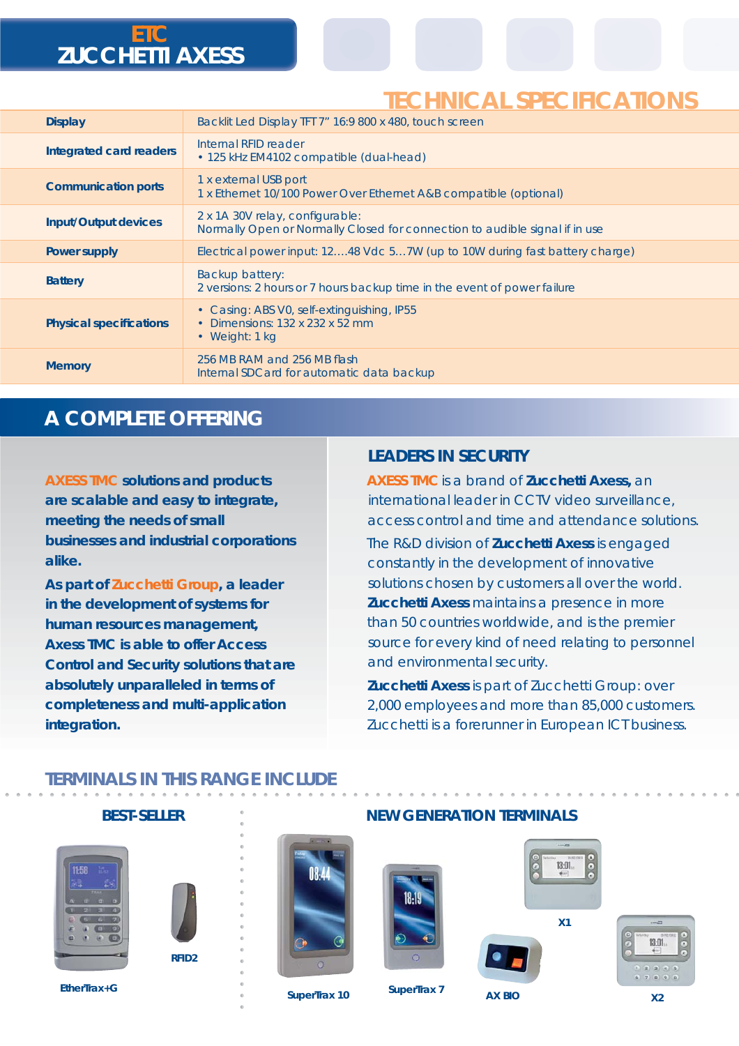# ETC
# ZUCCHETTI AXESS

## TECHNICAL SPECIFICATIONS

| | |
|---|---|
| **Display** | Backlit Led Display TFT 7" 16:9 800 x 480, touch screen |
| **Integrated card readers** | Internal RFID reader<br>• 125 kHz EM4102 compatible (dual-head) |
| **Communication ports** | 1 x external USB port<br>1 x Ethernet 10/100 Power Over Ethernet A&B compatible (optional) |
| **Input/Output devices** | 2 x 1A 30V relay, configurable:<br>Normally Open or Normally Closed for connection to audible signal if in use |
| **Power supply** | Electrical power input: 12....48 Vdc 5...7W (up to 10W during fast battery charge) |
| **Battery** | Backup battery:<br>2 versions: 2 hours or 7 hours backup time in the event of power failure |
| **Physical specifications** | • Casing: ABS V0, self-extinguishing, IP55<br>• Dimensions: 132 x 232 x 52 mm<br>• Weight: 1 kg |
| **Memory** | 256 MB RAM and 256 MB flash<br>Internal SDCard for automatic data backup |

## A COMPLETE OFFERING

**AXESS TMC solutions and products are scalable and easy to integrate, meeting the needs of small businesses and industrial corporations alike.**

**As part of Zucchetti Group, a leader in the development of systems for human resources management, Axess TMC is able to offer Access Control and Security solutions that are absolutely unparalleled in terms of completeness and multi-application integration.**

### LEADERS IN SECURITY

**AXESS TMC** is a brand of **Zucchetti Axess,** an international leader in CCTV video surveillance, access control and time and attendance solutions.

The R&D division of **Zucchetti Axess** is engaged constantly in the development of innovative solutions chosen by customers all over the world. **Zucchetti Axess** maintains a presence in more than 50 countries worldwide, and is the premier source for every kind of need relating to personnel and environmental security.

**Zucchetti Axess** is part of Zucchetti Group: over 2,000 employees and more than 85,000 customers. Zucchetti is a forerunner in European ICT business.

## TERMINALS IN THIS RANGE INCLUDE

### BEST-SELLER

EtherTrax+G

RFID2

### NEW GENERATION TERMINALS

SuperTrax 10

SuperTrax 7

AX BIO

X1

X2